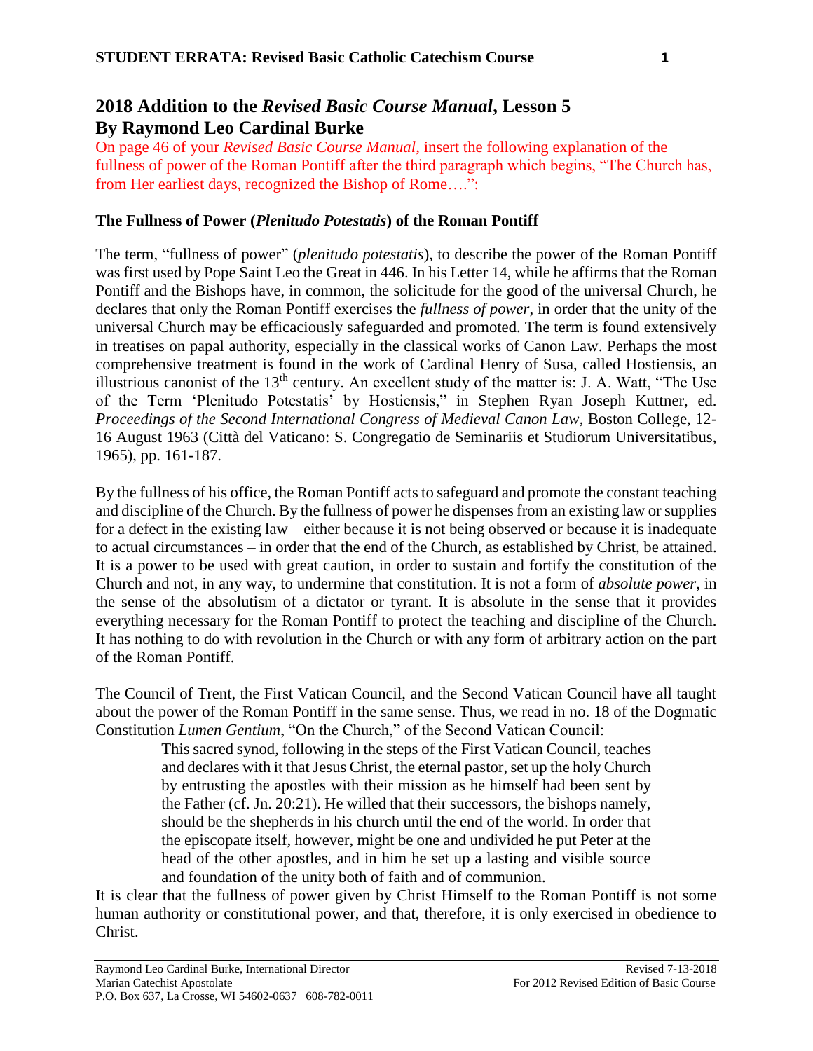## 2018 Addition to the *Revised Basic Course Manual*, Lesson 5
## By Raymond Leo Cardinal Burke

On page 46 of your *Revised Basic Course Manual*, insert the following explanation of the fullness of power of the Roman Pontiff after the third paragraph which begins, "The Church has, from Her earliest days, recognized the Bishop of Rome….":

### The Fullness of Power (*Plenitudo Potestatis*) of the Roman Pontiff

The term, "fullness of power" (*plenitudo potestatis*), to describe the power of the Roman Pontiff was first used by Pope Saint Leo the Great in 446. In his Letter 14, while he affirms that the Roman Pontiff and the Bishops have, in common, the solicitude for the good of the universal Church, he declares that only the Roman Pontiff exercises the *fullness of power*, in order that the unity of the universal Church may be efficaciously safeguarded and promoted. The term is found extensively in treatises on papal authority, especially in the classical works of Canon Law. Perhaps the most comprehensive treatment is found in the work of Cardinal Henry of Susa, called Hostiensis, an illustrious canonist of the 13th century. An excellent study of the matter is: J. A. Watt, "The Use of the Term 'Plenitudo Potestatis' by Hostiensis," in Stephen Ryan Joseph Kuttner, ed. *Proceedings of the Second International Congress of Medieval Canon Law*, Boston College, 12-16 August 1963 (Città del Vaticano: S. Congregatio de Seminariis et Studiorum Universitatibus, 1965), pp. 161-187.

By the fullness of his office, the Roman Pontiff acts to safeguard and promote the constant teaching and discipline of the Church. By the fullness of power he dispenses from an existing law or supplies for a defect in the existing law – either because it is not being observed or because it is inadequate to actual circumstances – in order that the end of the Church, as established by Christ, be attained. It is a power to be used with great caution, in order to sustain and fortify the constitution of the Church and not, in any way, to undermine that constitution. It is not a form of *absolute power*, in the sense of the absolutism of a dictator or tyrant. It is absolute in the sense that it provides everything necessary for the Roman Pontiff to protect the teaching and discipline of the Church. It has nothing to do with revolution in the Church or with any form of arbitrary action on the part of the Roman Pontiff.

The Council of Trent, the First Vatican Council, and the Second Vatican Council have all taught about the power of the Roman Pontiff in the same sense. Thus, we read in no. 18 of the Dogmatic Constitution *Lumen Gentium*, "On the Church," of the Second Vatican Council:

> This sacred synod, following in the steps of the First Vatican Council, teaches and declares with it that Jesus Christ, the eternal pastor, set up the holy Church by entrusting the apostles with their mission as he himself had been sent by the Father (cf. Jn. 20:21). He willed that their successors, the bishops namely, should be the shepherds in his church until the end of the world. In order that the episcopate itself, however, might be one and undivided he put Peter at the head of the other apostles, and in him he set up a lasting and visible source and foundation of the unity both of faith and of communion.

It is clear that the fullness of power given by Christ Himself to the Roman Pontiff is not some human authority or constitutional power, and that, therefore, it is only exercised in obedience to Christ.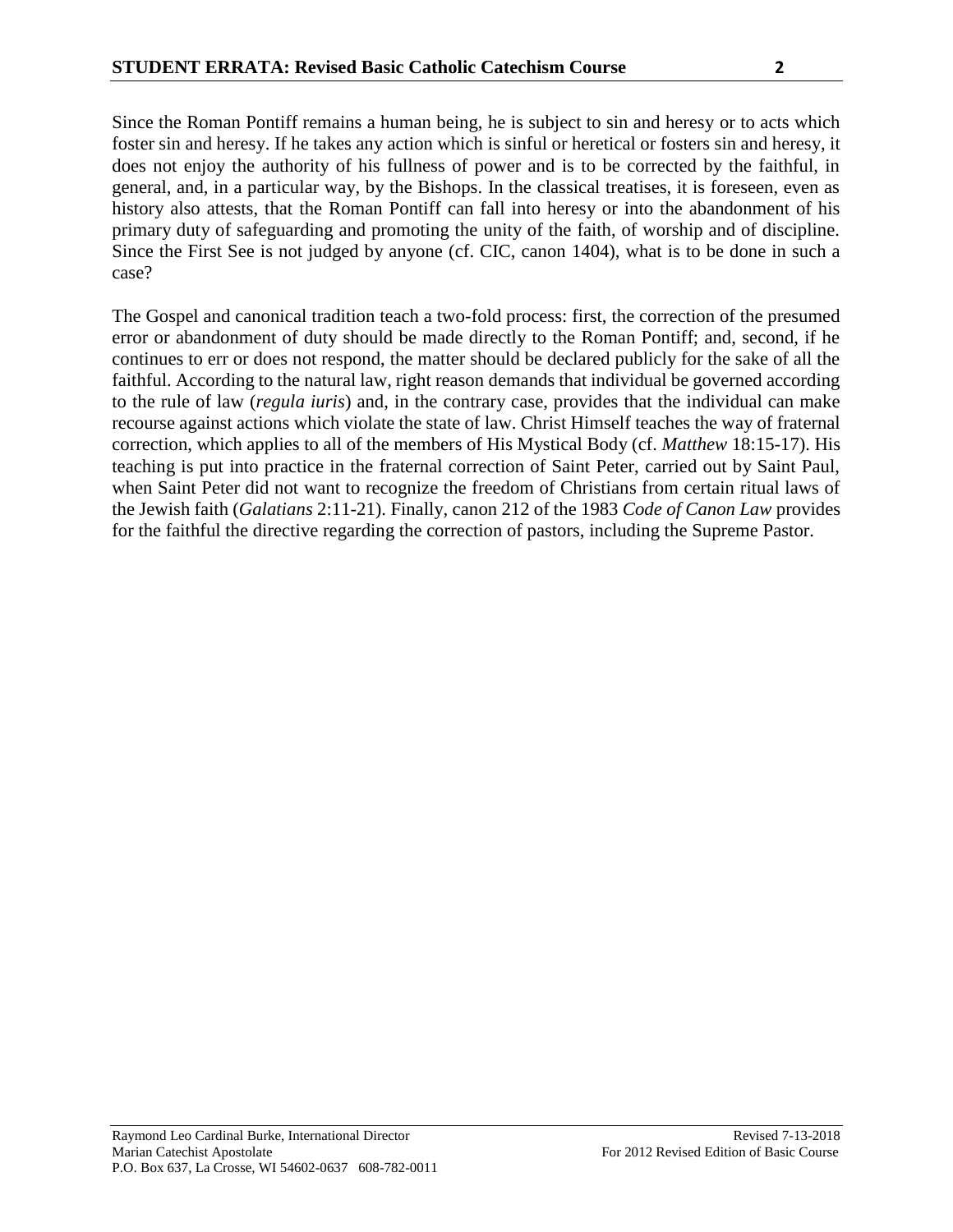Since the Roman Pontiff remains a human being, he is subject to sin and heresy or to acts which foster sin and heresy. If he takes any action which is sinful or heretical or fosters sin and heresy, it does not enjoy the authority of his fullness of power and is to be corrected by the faithful, in general, and, in a particular way, by the Bishops. In the classical treatises, it is foreseen, even as history also attests, that the Roman Pontiff can fall into heresy or into the abandonment of his primary duty of safeguarding and promoting the unity of the faith, of worship and of discipline. Since the First See is not judged by anyone (cf. CIC, canon 1404), what is to be done in such a case?

The Gospel and canonical tradition teach a two-fold process: first, the correction of the presumed error or abandonment of duty should be made directly to the Roman Pontiff; and, second, if he continues to err or does not respond, the matter should be declared publicly for the sake of all the faithful. According to the natural law, right reason demands that individual be governed according to the rule of law (*regula iuris*) and, in the contrary case, provides that the individual can make recourse against actions which violate the state of law. Christ Himself teaches the way of fraternal correction, which applies to all of the members of His Mystical Body (cf. *Matthew* 18:15-17). His teaching is put into practice in the fraternal correction of Saint Peter, carried out by Saint Paul, when Saint Peter did not want to recognize the freedom of Christians from certain ritual laws of the Jewish faith (*Galatians* 2:11-21). Finally, canon 212 of the 1983 *Code of Canon Law* provides for the faithful the directive regarding the correction of pastors, including the Supreme Pastor.